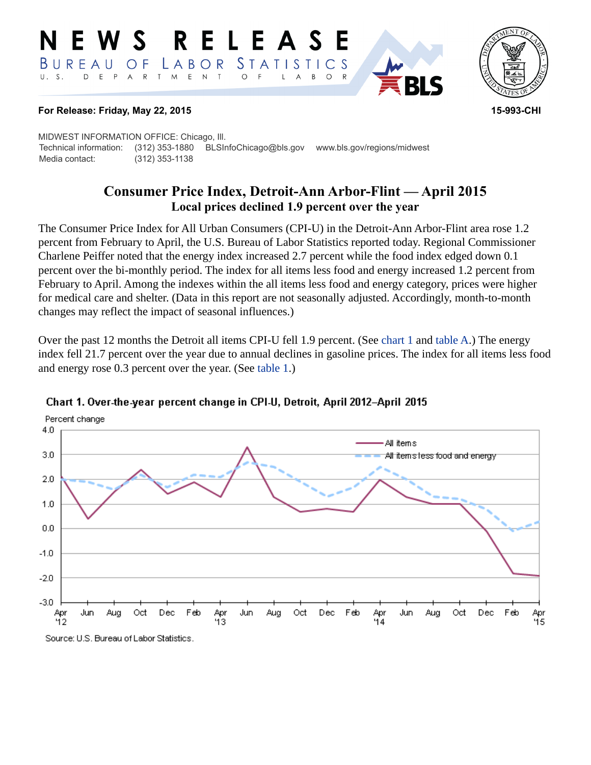# NEWS RELEASE

BUREAU OF LABOR STATISTICS

U. S. DEPARTMENT OF LABOR

**For Release: Friday, May 22, 2015** **15-993-CHI**

MIDWEST INFORMATION OFFICE: Chicago, Ill.
Technical information: (312) 353-1880 BLSInfoChicago@bls.gov www.bls.gov/regions/midwest
Media contact: (312) 353-1138

## Consumer Price Index, Detroit-Ann Arbor-Flint — April 2015

### Local prices declined 1.9 percent over the year

The Consumer Price Index for All Urban Consumers (CPI-U) in the Detroit-Ann Arbor-Flint area rose 1.2 percent from February to April, the U.S. Bureau of Labor Statistics reported today. Regional Commissioner Charlene Peiffer noted that the energy index increased 2.7 percent while the food index edged down 0.1 percent over the bi-monthly period. The index for all items less food and energy increased 1.2 percent from February to April. Among the indexes within the all items less food and energy category, prices were higher for medical care and shelter. (Data in this report are not seasonally adjusted. Accordingly, month-to-month changes may reflect the impact of seasonal influences.)

Over the past 12 months the Detroit all items CPI-U fell 1.9 percent. (See chart 1 and table A.) The energy index fell 21.7 percent over the year due to annual declines in gasoline prices. The index for all items less food and energy rose 0.3 percent over the year. (See table 1.)

**Chart 1. Over-the-year percent change in CPI-U, Detroit, April 2012–April 2015**

Source: U.S. Bureau of Labor Statistics.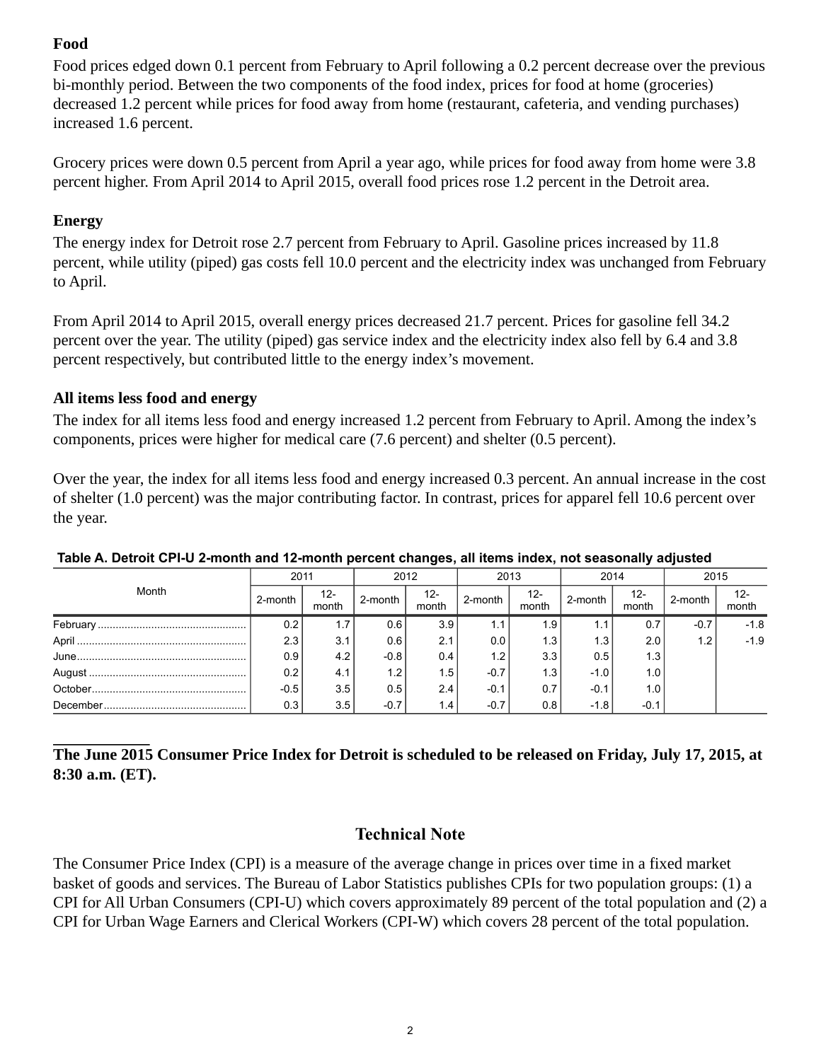### Food

Food prices edged down 0.1 percent from February to April following a 0.2 percent decrease over the previous bi-monthly period. Between the two components of the food index, prices for food at home (groceries) decreased 1.2 percent while prices for food away from home (restaurant, cafeteria, and vending purchases) increased 1.6 percent.

Grocery prices were down 0.5 percent from April a year ago, while prices for food away from home were 3.8 percent higher. From April 2014 to April 2015, overall food prices rose 1.2 percent in the Detroit area.

### Energy

The energy index for Detroit rose 2.7 percent from February to April. Gasoline prices increased by 11.8 percent, while utility (piped) gas costs fell 10.0 percent and the electricity index was unchanged from February to April.

From April 2014 to April 2015, overall energy prices decreased 21.7 percent. Prices for gasoline fell 34.2 percent over the year. The utility (piped) gas service index and the electricity index also fell by 6.4 and 3.8 percent respectively, but contributed little to the energy index's movement.

### All items less food and energy

The index for all items less food and energy increased 1.2 percent from February to April. Among the index's components, prices were higher for medical care (7.6 percent) and shelter (0.5 percent).

Over the year, the index for all items less food and energy increased 0.3 percent. An annual increase in the cost of shelter (1.0 percent) was the major contributing factor. In contrast, prices for apparel fell 10.6 percent over the year.

**Table A. Detroit CPI-U 2-month and 12-month percent changes, all items index, not seasonally adjusted**

| Month | 2011 | | 2012 | | 2013 | | 2014 | | 2015 | |
|---|---|---|---|---|---|---|---|---|---|---|
| | 2-month | 12-month | 2-month | 12-month | 2-month | 12-month | 2-month | 12-month | 2-month | 12-month |
| February | 0.2 | 1.7 | 0.6 | 3.9 | 1.1 | 1.9 | 1.1 | 0.7 | -0.7 | -1.8 |
| April | 2.3 | 3.1 | 0.6 | 2.1 | 0.0 | 1.3 | 1.3 | 2.0 | 1.2 | -1.9 |
| June | 0.9 | 4.2 | -0.8 | 0.4 | 1.2 | 3.3 | 0.5 | 1.3 | | |
| August | 0.2 | 4.1 | 1.2 | 1.5 | -0.7 | 1.3 | -1.0 | 1.0 | | |
| October | -0.5 | 3.5 | 0.5 | 2.4 | -0.1 | 0.7 | -0.1 | 1.0 | | |
| December | 0.3 | 3.5 | -0.7 | 1.4 | -0.7 | 0.8 | -1.8 | -0.1 | | |

**The June 2015 Consumer Price Index for Detroit is scheduled to be released on Friday, July 17, 2015, at 8:30 a.m. (ET).**

## Technical Note

The Consumer Price Index (CPI) is a measure of the average change in prices over time in a fixed market basket of goods and services. The Bureau of Labor Statistics publishes CPIs for two population groups: (1) a CPI for All Urban Consumers (CPI-U) which covers approximately 89 percent of the total population and (2) a CPI for Urban Wage Earners and Clerical Workers (CPI-W) which covers 28 percent of the total population.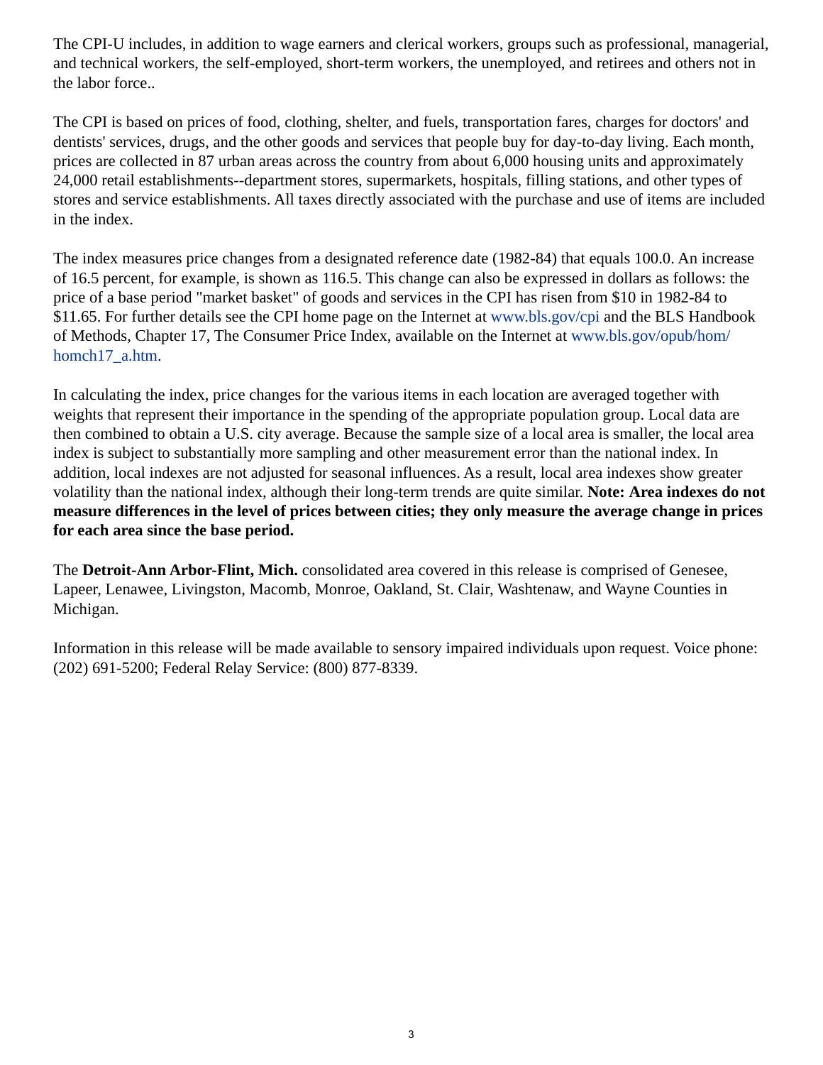The CPI-U includes, in addition to wage earners and clerical workers, groups such as professional, managerial, and technical workers, the self-employed, short-term workers, the unemployed, and retirees and others not in the labor force..

The CPI is based on prices of food, clothing, shelter, and fuels, transportation fares, charges for doctors' and dentists' services, drugs, and the other goods and services that people buy for day-to-day living. Each month, prices are collected in 87 urban areas across the country from about 6,000 housing units and approximately 24,000 retail establishments--department stores, supermarkets, hospitals, filling stations, and other types of stores and service establishments. All taxes directly associated with the purchase and use of items are included in the index.

The index measures price changes from a designated reference date (1982-84) that equals 100.0. An increase of 16.5 percent, for example, is shown as 116.5. This change can also be expressed in dollars as follows: the price of a base period "market basket" of goods and services in the CPI has risen from $10 in 1982-84 to $11.65. For further details see the CPI home page on the Internet at www.bls.gov/cpi and the BLS Handbook of Methods, Chapter 17, The Consumer Price Index, available on the Internet at www.bls.gov/opub/hom/homch17_a.htm.

In calculating the index, price changes for the various items in each location are averaged together with weights that represent their importance in the spending of the appropriate population group. Local data are then combined to obtain a U.S. city average. Because the sample size of a local area is smaller, the local area index is subject to substantially more sampling and other measurement error than the national index. In addition, local indexes are not adjusted for seasonal influences. As a result, local area indexes show greater volatility than the national index, although their long-term trends are quite similar. **Note: Area indexes do not measure differences in the level of prices between cities; they only measure the average change in prices for each area since the base period.**

The **Detroit-Ann Arbor-Flint, Mich.** consolidated area covered in this release is comprised of Genesee, Lapeer, Lenawee, Livingston, Macomb, Monroe, Oakland, St. Clair, Washtenaw, and Wayne Counties in Michigan.

Information in this release will be made available to sensory impaired individuals upon request. Voice phone: (202) 691-5200; Federal Relay Service: (800) 877-8339.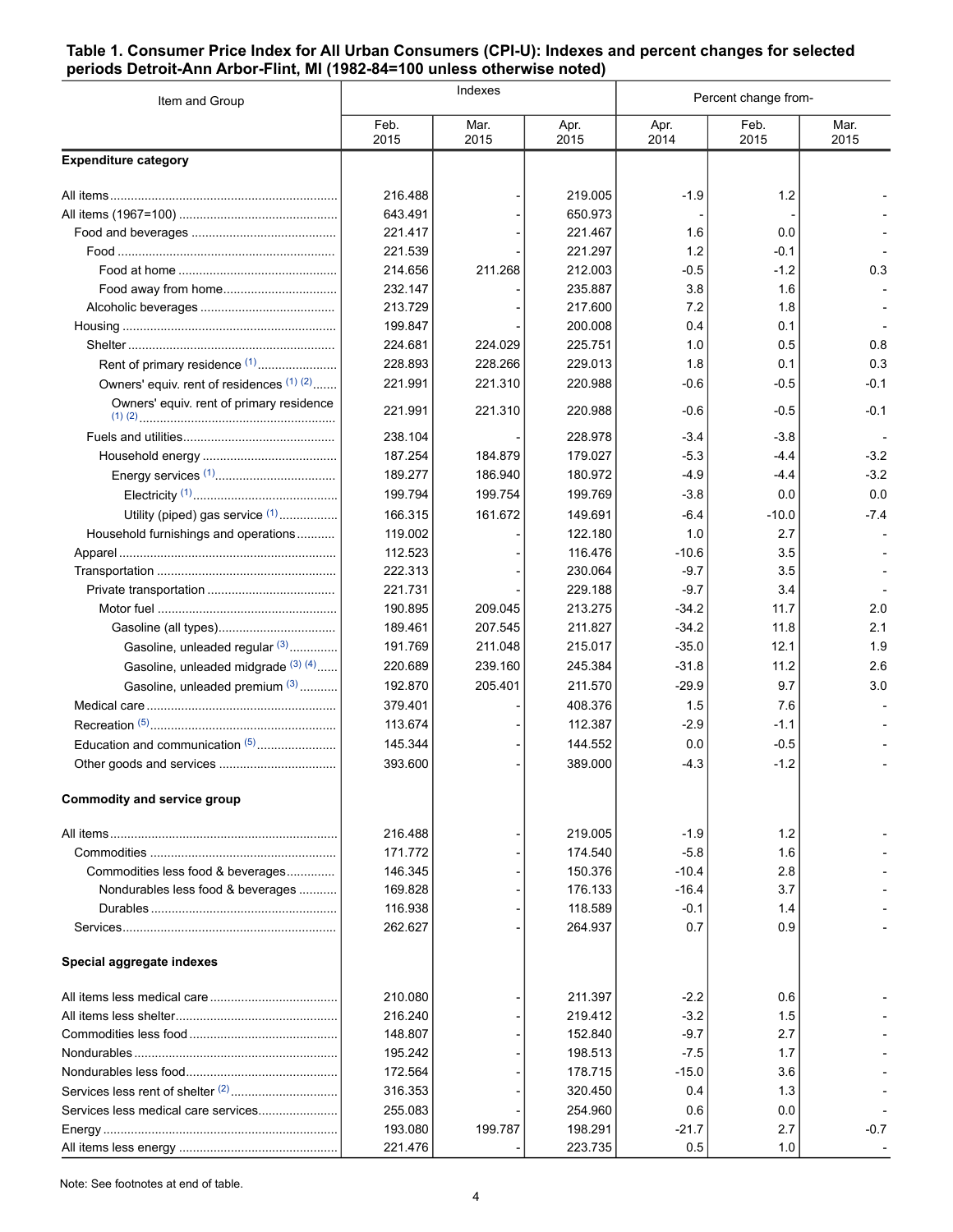**Table 1. Consumer Price Index for All Urban Consumers (CPI-U): Indexes and percent changes for selected periods Detroit-Ann Arbor-Flint, MI (1982-84=100 unless otherwise noted)**

| Item and Group | Indexes | | | Percent change from- | | |
|---|---|---|---|---|---|---|
| | Feb. 2015 | Mar. 2015 | Apr. 2015 | Apr. 2014 | Feb. 2015 | Mar. 2015 |
| **Expenditure category** | | | | | | |
| All items | 216.488 | - | 219.005 | -1.9 | 1.2 | - |
| All items (1967=100) | 643.491 | - | 650.973 | - | - | - |
| Food and beverages | 221.417 | - | 221.467 | 1.6 | 0.0 | - |
| Food | 221.539 | - | 221.297 | 1.2 | -0.1 | - |
| Food at home | 214.656 | 211.268 | 212.003 | -0.5 | -1.2 | 0.3 |
| Food away from home | 232.147 | - | 235.887 | 3.8 | 1.6 | - |
| Alcoholic beverages | 213.729 | - | 217.600 | 7.2 | 1.8 | - |
| Housing | 199.847 | - | 200.008 | 0.4 | 0.1 | - |
| Shelter | 224.681 | 224.029 | 225.751 | 1.0 | 0.5 | 0.8 |
| Rent of primary residence [1] | 228.893 | 228.266 | 229.013 | 1.8 | 0.1 | 0.3 |
| Owners' equiv. rent of residences [1] [2] | 221.991 | 221.310 | 220.988 | -0.6 | -0.5 | -0.1 |
| Owners' equiv. rent of primary residence [1] [2] | 221.991 | 221.310 | 220.988 | -0.6 | -0.5 | -0.1 |
| Fuels and utilities | 238.104 | - | 228.978 | -3.4 | -3.8 | - |
| Household energy | 187.254 | 184.879 | 179.027 | -5.3 | -4.4 | -3.2 |
| Energy services [1] | 189.277 | 186.940 | 180.972 | -4.9 | -4.4 | -3.2 |
| Electricity [1] | 199.794 | 199.754 | 199.769 | -3.8 | 0.0 | 0.0 |
| Utility (piped) gas service [1] | 166.315 | 161.672 | 149.691 | -6.4 | -10.0 | -7.4 |
| Household furnishings and operations | 119.002 | - | 122.180 | 1.0 | 2.7 | - |
| Apparel | 112.523 | - | 116.476 | -10.6 | 3.5 | - |
| Transportation | 222.313 | - | 230.064 | -9.7 | 3.5 | - |
| Private transportation | 221.731 | - | 229.188 | -9.7 | 3.4 | - |
| Motor fuel | 190.895 | 209.045 | 213.275 | -34.2 | 11.7 | 2.0 |
| Gasoline (all types) | 189.461 | 207.545 | 211.827 | -34.2 | 11.8 | 2.1 |
| Gasoline, unleaded regular [3] | 191.769 | 211.048 | 215.017 | -35.0 | 12.1 | 1.9 |
| Gasoline, unleaded midgrade [3] [4] | 220.689 | 239.160 | 245.384 | -31.8 | 11.2 | 2.6 |
| Gasoline, unleaded premium [3] | 192.870 | 205.401 | 211.570 | -29.9 | 9.7 | 3.0 |
| Medical care | 379.401 | - | 408.376 | 1.5 | 7.6 | - |
| Recreation [5] | 113.674 | - | 112.387 | -2.9 | -1.1 | - |
| Education and communication [5] | 145.344 | - | 144.552 | 0.0 | -0.5 | - |
| Other goods and services | 393.600 | - | 389.000 | -4.3 | -1.2 | - |
| **Commodity and service group** | | | | | | |
| All items | 216.488 | - | 219.005 | -1.9 | 1.2 | - |
| Commodities | 171.772 | - | 174.540 | -5.8 | 1.6 | - |
| Commodities less food & beverages | 146.345 | - | 150.376 | -10.4 | 2.8 | - |
| Nondurables less food & beverages | 169.828 | - | 176.133 | -16.4 | 3.7 | - |
| Durables | 116.938 | - | 118.589 | -0.1 | 1.4 | - |
| Services | 262.627 | - | 264.937 | 0.7 | 0.9 | - |
| **Special aggregate indexes** | | | | | | |
| All items less medical care | 210.080 | - | 211.397 | -2.2 | 0.6 | - |
| All items less shelter | 216.240 | - | 219.412 | -3.2 | 1.5 | - |
| Commodities less food | 148.807 | - | 152.840 | -9.7 | 2.7 | - |
| Nondurables | 195.242 | - | 198.513 | -7.5 | 1.7 | - |
| Nondurables less food | 172.564 | - | 178.715 | -15.0 | 3.6 | - |
| Services less rent of shelter [2] | 316.353 | - | 320.450 | 0.4 | 1.3 | - |
| Services less medical care services | 255.083 | - | 254.960 | 0.6 | 0.0 | - |
| Energy | 193.080 | 199.787 | 198.291 | -21.7 | 2.7 | -0.7 |
| All items less energy | 221.476 | - | 223.735 | 0.5 | 1.0 | - |

Note: See footnotes at end of table.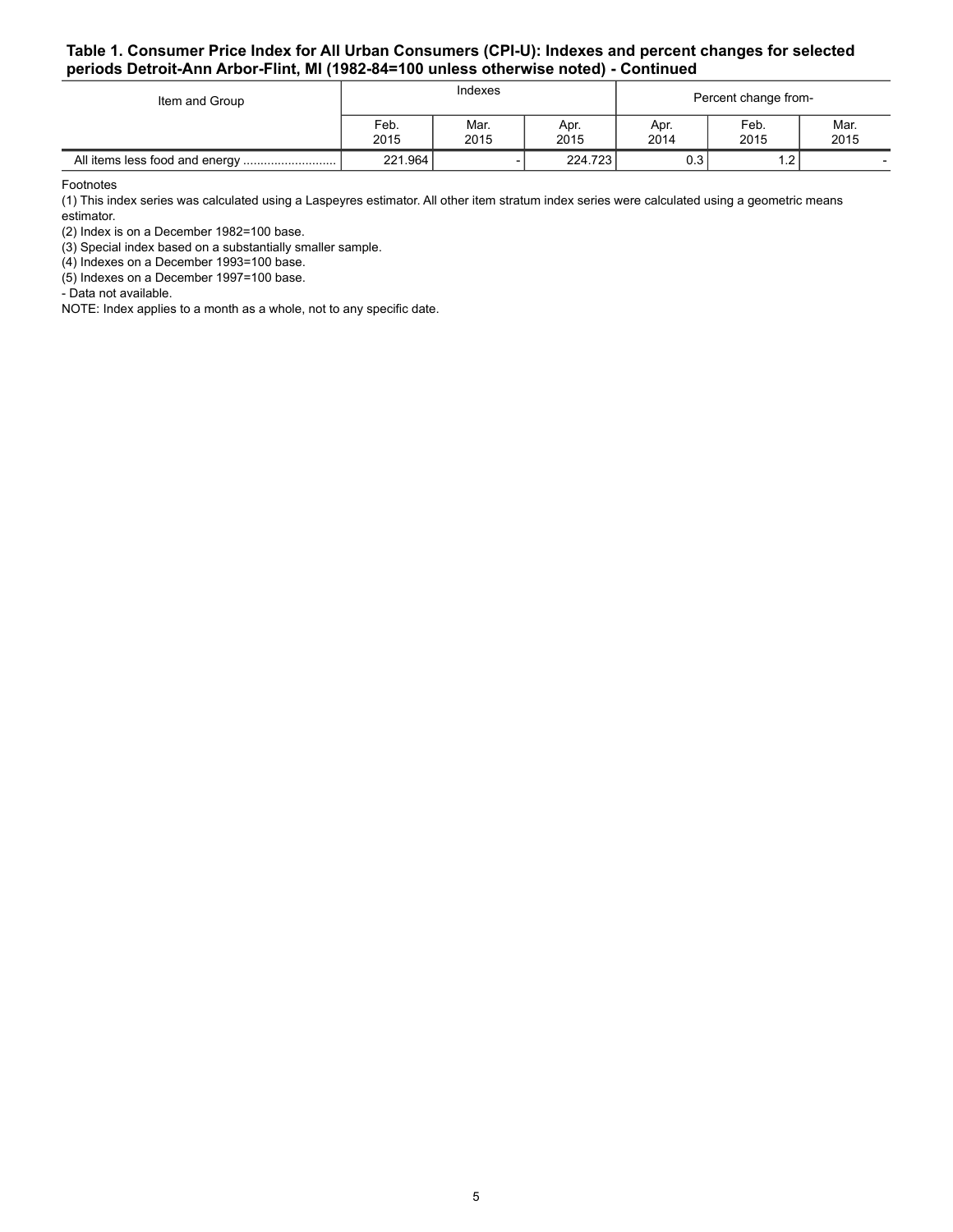**Table 1. Consumer Price Index for All Urban Consumers (CPI-U): Indexes and percent changes for selected periods Detroit-Ann Arbor-Flint, MI (1982-84=100 unless otherwise noted) - Continued**

| Item and Group | Indexes | | | Percent change from- | | |
|---|---|---|---|---|---|---|
| | Feb. 2015 | Mar. 2015 | Apr. 2015 | Apr. 2014 | Feb. 2015 | Mar. 2015 |
| All items less food and energy .......................... | 221.964 | - | 224.723 | 0.3 | 1.2 | - |

Footnotes

(1) This index series was calculated using a Laspeyres estimator. All other item stratum index series were calculated using a geometric means estimator.

(2) Index is on a December 1982=100 base.

(3) Special index based on a substantially smaller sample.

(4) Indexes on a December 1993=100 base.

(5) Indexes on a December 1997=100 base.

- Data not available.

NOTE: Index applies to a month as a whole, not to any specific date.